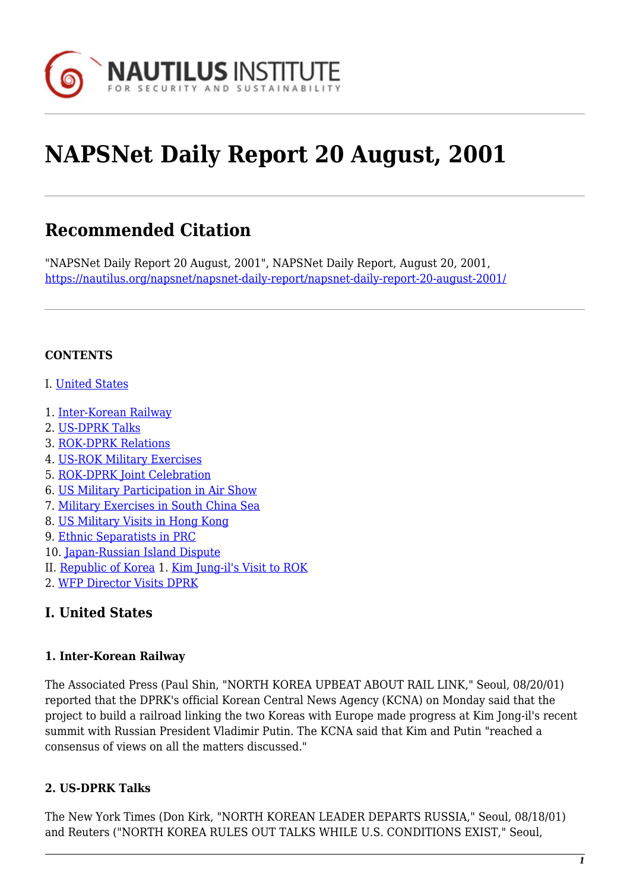# NAPSNet Daily Report 20 August, 2001

## Recommended Citation

"NAPSNet Daily Report 20 August, 2001", NAPSNet Daily Report, August 20, 2001, https://nautilus.org/napsnet/napsnet-daily-report/napsnet-daily-report-20-august-2001/

**CONTENTS**

I. United States

1. Inter-Korean Railway
2. US-DPRK Talks
3. ROK-DPRK Relations
4. US-ROK Military Exercises
5. ROK-DPRK Joint Celebration
6. US Military Participation in Air Show
7. Military Exercises in South China Sea
8. US Military Visits in Hong Kong
9. Ethnic Separatists in PRC
10. Japan-Russian Island Dispute

II. Republic of Korea 1. Kim Jung-il's Visit to ROK
2. WFP Director Visits DPRK

## I. United States

### 1. Inter-Korean Railway

The Associated Press (Paul Shin, "NORTH KOREA UPBEAT ABOUT RAIL LINK," Seoul, 08/20/01) reported that the DPRK's official Korean Central News Agency (KCNA) on Monday said that the project to build a railroad linking the two Koreas with Europe made progress at Kim Jong-il's recent summit with Russian President Vladimir Putin. The KCNA said that Kim and Putin "reached a consensus of views on all the matters discussed."

### 2. US-DPRK Talks

The New York Times (Don Kirk, "NORTH KOREAN LEADER DEPARTS RUSSIA," Seoul, 08/18/01) and Reuters ("NORTH KOREA RULES OUT TALKS WHILE U.S. CONDITIONS EXIST," Seoul,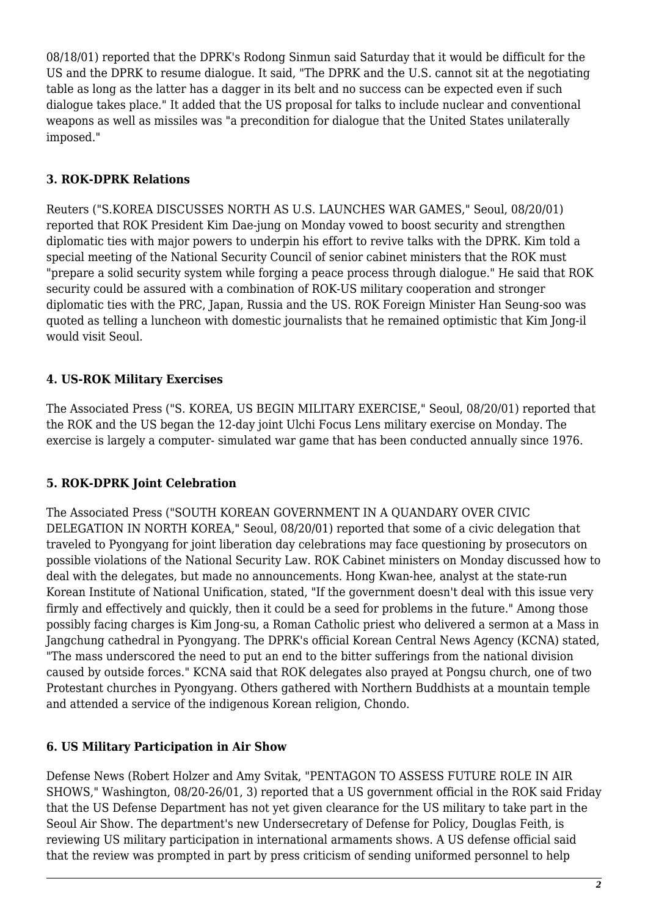08/18/01) reported that the DPRK's Rodong Sinmun said Saturday that it would be difficult for the US and the DPRK to resume dialogue. It said, "The DPRK and the U.S. cannot sit at the negotiating table as long as the latter has a dagger in its belt and no success can be expected even if such dialogue takes place." It added that the US proposal for talks to include nuclear and conventional weapons as well as missiles was "a precondition for dialogue that the United States unilaterally imposed."

### 3. ROK-DPRK Relations

Reuters ("S.KOREA DISCUSSES NORTH AS U.S. LAUNCHES WAR GAMES," Seoul, 08/20/01) reported that ROK President Kim Dae-jung on Monday vowed to boost security and strengthen diplomatic ties with major powers to underpin his effort to revive talks with the DPRK. Kim told a special meeting of the National Security Council of senior cabinet ministers that the ROK must "prepare a solid security system while forging a peace process through dialogue." He said that ROK security could be assured with a combination of ROK-US military cooperation and stronger diplomatic ties with the PRC, Japan, Russia and the US. ROK Foreign Minister Han Seung-soo was quoted as telling a luncheon with domestic journalists that he remained optimistic that Kim Jong-il would visit Seoul.

### 4. US-ROK Military Exercises

The Associated Press ("S. KOREA, US BEGIN MILITARY EXERCISE," Seoul, 08/20/01) reported that the ROK and the US began the 12-day joint Ulchi Focus Lens military exercise on Monday. The exercise is largely a computer- simulated war game that has been conducted annually since 1976.

### 5. ROK-DPRK Joint Celebration

The Associated Press ("SOUTH KOREAN GOVERNMENT IN A QUANDARY OVER CIVIC DELEGATION IN NORTH KOREA," Seoul, 08/20/01) reported that some of a civic delegation that traveled to Pyongyang for joint liberation day celebrations may face questioning by prosecutors on possible violations of the National Security Law. ROK Cabinet ministers on Monday discussed how to deal with the delegates, but made no announcements. Hong Kwan-hee, analyst at the state-run Korean Institute of National Unification, stated, "If the government doesn't deal with this issue very firmly and effectively and quickly, then it could be a seed for problems in the future." Among those possibly facing charges is Kim Jong-su, a Roman Catholic priest who delivered a sermon at a Mass in Jangchung cathedral in Pyongyang. The DPRK's official Korean Central News Agency (KCNA) stated, "The mass underscored the need to put an end to the bitter sufferings from the national division caused by outside forces." KCNA said that ROK delegates also prayed at Pongsu church, one of two Protestant churches in Pyongyang. Others gathered with Northern Buddhists at a mountain temple and attended a service of the indigenous Korean religion, Chondo.

### 6. US Military Participation in Air Show

Defense News (Robert Holzer and Amy Svitak, "PENTAGON TO ASSESS FUTURE ROLE IN AIR SHOWS," Washington, 08/20-26/01, 3) reported that a US government official in the ROK said Friday that the US Defense Department has not yet given clearance for the US military to take part in the Seoul Air Show. The department's new Undersecretary of Defense for Policy, Douglas Feith, is reviewing US military participation in international armaments shows. A US defense official said that the review was prompted in part by press criticism of sending uniformed personnel to help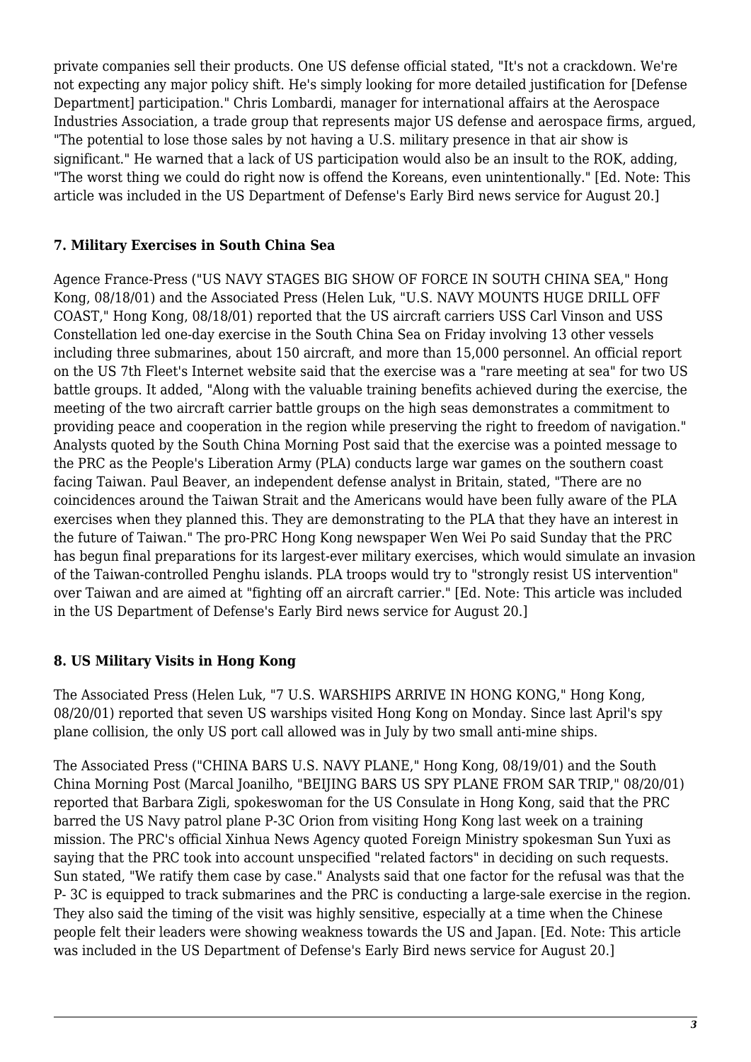private companies sell their products. One US defense official stated, "It's not a crackdown. We're not expecting any major policy shift. He's simply looking for more detailed justification for [Defense Department] participation." Chris Lombardi, manager for international affairs at the Aerospace Industries Association, a trade group that represents major US defense and aerospace firms, argued, "The potential to lose those sales by not having a U.S. military presence in that air show is significant." He warned that a lack of US participation would also be an insult to the ROK, adding, "The worst thing we could do right now is offend the Koreans, even unintentionally." [Ed. Note: This article was included in the US Department of Defense's Early Bird news service for August 20.]

### 7. Military Exercises in South China Sea

Agence France-Press ("US NAVY STAGES BIG SHOW OF FORCE IN SOUTH CHINA SEA," Hong Kong, 08/18/01) and the Associated Press (Helen Luk, "U.S. NAVY MOUNTS HUGE DRILL OFF COAST," Hong Kong, 08/18/01) reported that the US aircraft carriers USS Carl Vinson and USS Constellation led one-day exercise in the South China Sea on Friday involving 13 other vessels including three submarines, about 150 aircraft, and more than 15,000 personnel. An official report on the US 7th Fleet's Internet website said that the exercise was a "rare meeting at sea" for two US battle groups. It added, "Along with the valuable training benefits achieved during the exercise, the meeting of the two aircraft carrier battle groups on the high seas demonstrates a commitment to providing peace and cooperation in the region while preserving the right to freedom of navigation." Analysts quoted by the South China Morning Post said that the exercise was a pointed message to the PRC as the People's Liberation Army (PLA) conducts large war games on the southern coast facing Taiwan. Paul Beaver, an independent defense analyst in Britain, stated, "There are no coincidences around the Taiwan Strait and the Americans would have been fully aware of the PLA exercises when they planned this. They are demonstrating to the PLA that they have an interest in the future of Taiwan." The pro-PRC Hong Kong newspaper Wen Wei Po said Sunday that the PRC has begun final preparations for its largest-ever military exercises, which would simulate an invasion of the Taiwan-controlled Penghu islands. PLA troops would try to "strongly resist US intervention" over Taiwan and are aimed at "fighting off an aircraft carrier." [Ed. Note: This article was included in the US Department of Defense's Early Bird news service for August 20.]

### 8. US Military Visits in Hong Kong

The Associated Press (Helen Luk, "7 U.S. WARSHIPS ARRIVE IN HONG KONG," Hong Kong, 08/20/01) reported that seven US warships visited Hong Kong on Monday. Since last April's spy plane collision, the only US port call allowed was in July by two small anti-mine ships.

The Associated Press ("CHINA BARS U.S. NAVY PLANE," Hong Kong, 08/19/01) and the South China Morning Post (Marcal Joanilho, "BEIJING BARS US SPY PLANE FROM SAR TRIP," 08/20/01) reported that Barbara Zigli, spokeswoman for the US Consulate in Hong Kong, said that the PRC barred the US Navy patrol plane P-3C Orion from visiting Hong Kong last week on a training mission. The PRC's official Xinhua News Agency quoted Foreign Ministry spokesman Sun Yuxi as saying that the PRC took into account unspecified "related factors" in deciding on such requests. Sun stated, "We ratify them case by case." Analysts said that one factor for the refusal was that the P- 3C is equipped to track submarines and the PRC is conducting a large-sale exercise in the region. They also said the timing of the visit was highly sensitive, especially at a time when the Chinese people felt their leaders were showing weakness towards the US and Japan. [Ed. Note: This article was included in the US Department of Defense's Early Bird news service for August 20.]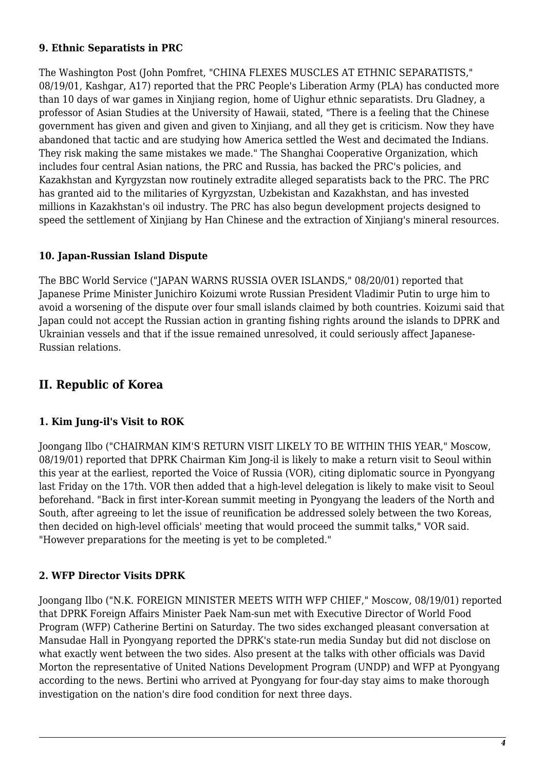### 9. Ethnic Separatists in PRC

The Washington Post (John Pomfret, "CHINA FLEXES MUSCLES AT ETHNIC SEPARATISTS," 08/19/01, Kashgar, A17) reported that the PRC People's Liberation Army (PLA) has conducted more than 10 days of war games in Xinjiang region, home of Uighur ethnic separatists. Dru Gladney, a professor of Asian Studies at the University of Hawaii, stated, "There is a feeling that the Chinese government has given and given and given to Xinjiang, and all they get is criticism. Now they have abandoned that tactic and are studying how America settled the West and decimated the Indians. They risk making the same mistakes we made." The Shanghai Cooperative Organization, which includes four central Asian nations, the PRC and Russia, has backed the PRC's policies, and Kazakhstan and Kyrgyzstan now routinely extradite alleged separatists back to the PRC. The PRC has granted aid to the militaries of Kyrgyzstan, Uzbekistan and Kazakhstan, and has invested millions in Kazakhstan's oil industry. The PRC has also begun development projects designed to speed the settlement of Xinjiang by Han Chinese and the extraction of Xinjiang's mineral resources.

### 10. Japan-Russian Island Dispute

The BBC World Service ("JAPAN WARNS RUSSIA OVER ISLANDS," 08/20/01) reported that Japanese Prime Minister Junichiro Koizumi wrote Russian President Vladimir Putin to urge him to avoid a worsening of the dispute over four small islands claimed by both countries. Koizumi said that Japan could not accept the Russian action in granting fishing rights around the islands to DPRK and Ukrainian vessels and that if the issue remained unresolved, it could seriously affect Japanese-Russian relations.

## II. Republic of Korea

### 1. Kim Jung-il's Visit to ROK

Joongang Ilbo ("CHAIRMAN KIM'S RETURN VISIT LIKELY TO BE WITHIN THIS YEAR," Moscow, 08/19/01) reported that DPRK Chairman Kim Jong-il is likely to make a return visit to Seoul within this year at the earliest, reported the Voice of Russia (VOR), citing diplomatic source in Pyongyang last Friday on the 17th. VOR then added that a high-level delegation is likely to make visit to Seoul beforehand. "Back in first inter-Korean summit meeting in Pyongyang the leaders of the North and South, after agreeing to let the issue of reunification be addressed solely between the two Koreas, then decided on high-level officials' meeting that would proceed the summit talks," VOR said. "However preparations for the meeting is yet to be completed."

### 2. WFP Director Visits DPRK

Joongang Ilbo ("N.K. FOREIGN MINISTER MEETS WITH WFP CHIEF," Moscow, 08/19/01) reported that DPRK Foreign Affairs Minister Paek Nam-sun met with Executive Director of World Food Program (WFP) Catherine Bertini on Saturday. The two sides exchanged pleasant conversation at Mansudae Hall in Pyongyang reported the DPRK's state-run media Sunday but did not disclose on what exactly went between the two sides. Also present at the talks with other officials was David Morton the representative of United Nations Development Program (UNDP) and WFP at Pyongyang according to the news. Bertini who arrived at Pyongyang for four-day stay aims to make thorough investigation on the nation's dire food condition for next three days.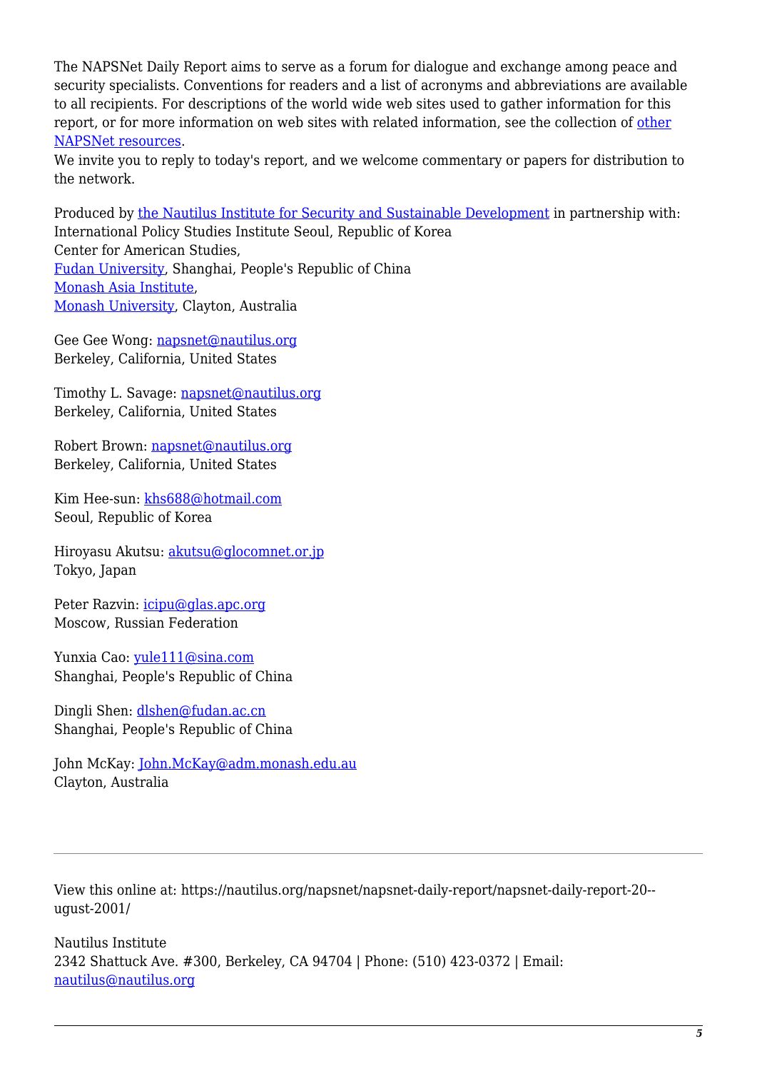The NAPSNet Daily Report aims to serve as a forum for dialogue and exchange among peace and security specialists. Conventions for readers and a list of acronyms and abbreviations are available to all recipients. For descriptions of the world wide web sites used to gather information for this report, or for more information on web sites with related information, see the collection of other NAPSNet resources.
We invite you to reply to today's report, and we welcome commentary or papers for distribution to the network.

Produced by the Nautilus Institute for Security and Sustainable Development in partnership with:
International Policy Studies Institute Seoul, Republic of Korea
Center for American Studies,
Fudan University, Shanghai, People's Republic of China
Monash Asia Institute,
Monash University, Clayton, Australia

Gee Gee Wong: napsnet@nautilus.org
Berkeley, California, United States

Timothy L. Savage: napsnet@nautilus.org
Berkeley, California, United States

Robert Brown: napsnet@nautilus.org
Berkeley, California, United States

Kim Hee-sun: khs688@hotmail.com
Seoul, Republic of Korea

Hiroyasu Akutsu: akutsu@glocomnet.or.jp
Tokyo, Japan

Peter Razvin: icipu@glas.apc.org
Moscow, Russian Federation

Yunxia Cao: yule111@sina.com
Shanghai, People's Republic of China

Dingli Shen: dlshen@fudan.ac.cn
Shanghai, People's Republic of China

John McKay: John.McKay@adm.monash.edu.au
Clayton, Australia

---

View this online at: https://nautilus.org/napsnet/napsnet-daily-report/napsnet-daily-report-20--ugust-2001/

Nautilus Institute
2342 Shattuck Ave. #300, Berkeley, CA 94704 | Phone: (510) 423-0372 | Email: nautilus@nautilus.org